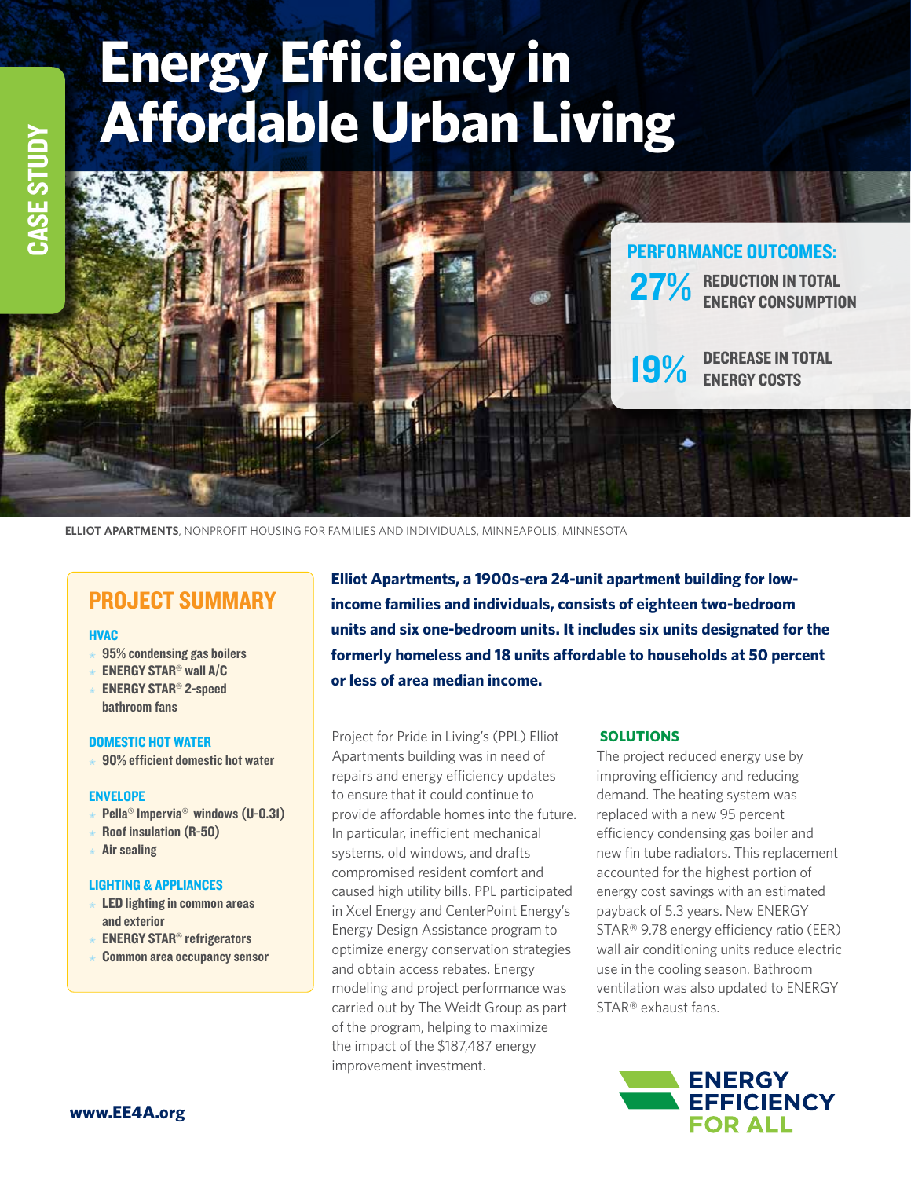CASE STUDY

# Energy Efficiency in Affordable Urban Living

## PERFORMANCE OUTCOMES:

**27%** REDUCTION IN TOTAL ENERGY CONSUMPTION

**19%** DECREASE IN TOTAL ENERGY COSTS

**ELLIOT APARTMENTS**, NONPROFIT HOUSING FOR FAMILIES AND INDIVIDUALS, MINNEAPOLIS, MINNESOTA

## PROJECT SUMMARY

### HVAC

- 95% condensing gas boilers
- ENERGY STAR® wall A/C
- ENERGY STAR® 2-speed bathroom fans

### DOMESTIC HOT WATER

- 90% efficient domestic hot water

### ENVELOPE

- Pella® Impervia® windows (U-0.31)
- Roof insulation (R-50)
- Air sealing

### LIGHTING & APPLIANCES

- LED lighting in common areas and exterior
- ENERGY STAR® refrigerators
- Common area occupancy sensor

**Elliot Apartments, a 1900s-era 24-unit apartment building for low-income families and individuals, consists of eighteen two-bedroom units and six one-bedroom units. It includes six units designated for the formerly homeless and 18 units affordable to households at 50 percent or less of area median income.**

Project for Pride in Living's (PPL) Elliot Apartments building was in need of repairs and energy efficiency updates to ensure that it could continue to provide affordable homes into the future. In particular, inefficient mechanical systems, old windows, and drafts compromised resident comfort and caused high utility bills. PPL participated in Xcel Energy and CenterPoint Energy's Energy Design Assistance program to optimize energy conservation strategies and obtain access rebates. Energy modeling and project performance was carried out by The Weidt Group as part of the program, helping to maximize the impact of the $187,487 energy improvement investment.

### SOLUTIONS

The project reduced energy use by improving efficiency and reducing demand. The heating system was replaced with a new 95 percent efficiency condensing gas boiler and new fin tube radiators. This replacement accounted for the highest portion of energy cost savings with an estimated payback of 5.3 years. New ENERGY STAR® 9.78 energy efficiency ratio (EER) wall air conditioning units reduce electric use in the cooling season. Bathroom ventilation was also updated to ENERGY STAR® exhaust fans.

www.EE4A.org

ENERGY EFFICIENCY FOR ALL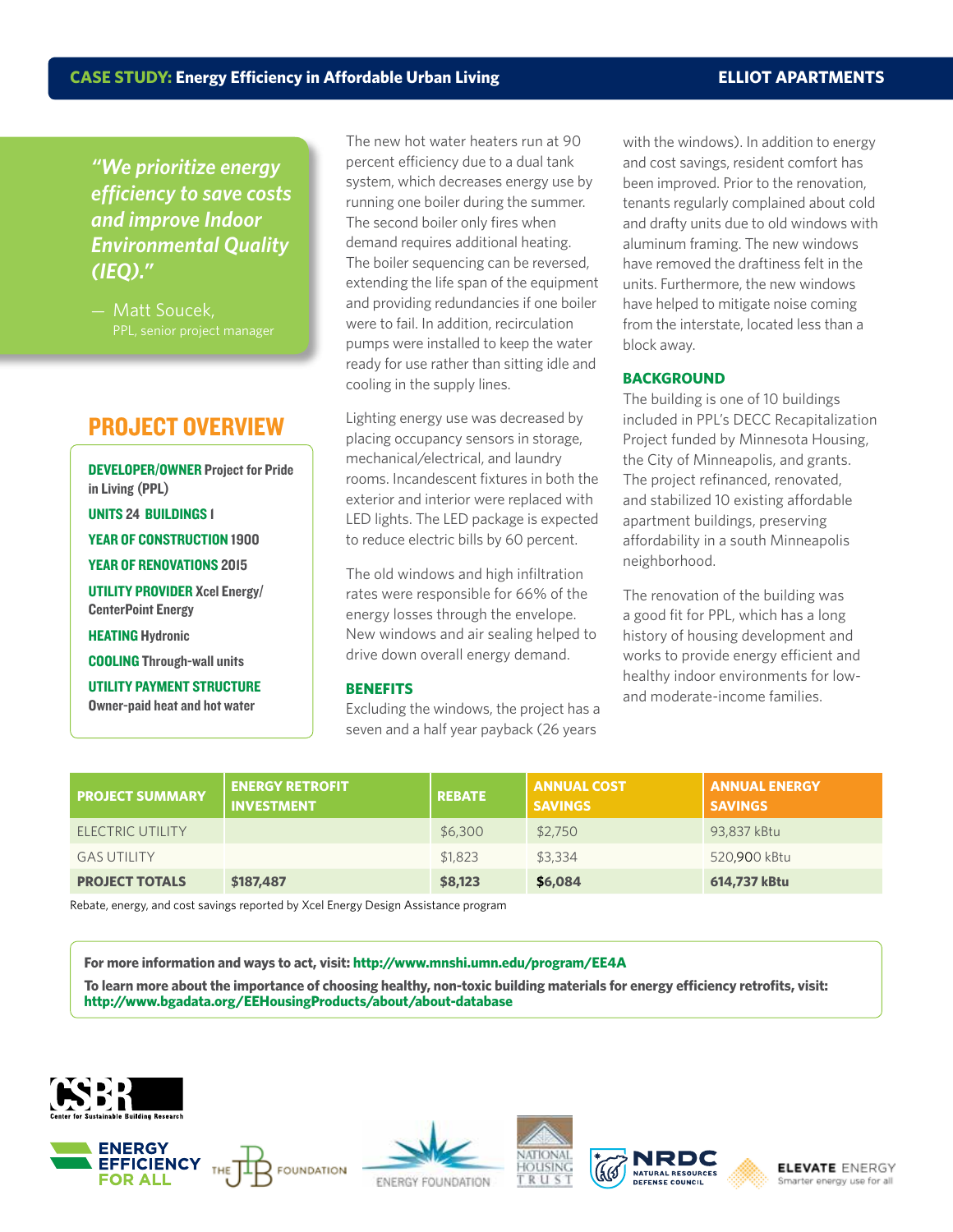## CASE STUDY: Energy Efficiency in Affordable Urban Living

## ELLIOT APARTMENTS

> *"We prioritize energy efficiency to save costs and improve Indoor Environmental Quality (IEQ)."*
>
> — Matt Soucek, PPL, senior project manager

## PROJECT OVERVIEW

**DEVELOPER/OWNER** Project for Pride in Living (PPL)

**UNITS** 24 **BUILDINGS** 1

**YEAR OF CONSTRUCTION** 1900

**YEAR OF RENOVATIONS** 2015

**UTILITY PROVIDER** Xcel Energy/ CenterPoint Energy

**HEATING** Hydronic

**COOLING** Through-wall units

**UTILITY PAYMENT STRUCTURE** Owner-paid heat and hot water

The new hot water heaters run at 90 percent efficiency due to a dual tank system, which decreases energy use by running one boiler during the summer. The second boiler only fires when demand requires additional heating. The boiler sequencing can be reversed, extending the life span of the equipment and providing redundancies if one boiler were to fail. In addition, recirculation pumps were installed to keep the water ready for use rather than sitting idle and cooling in the supply lines.

Lighting energy use was decreased by placing occupancy sensors in storage, mechanical/electrical, and laundry rooms. Incandescent fixtures in both the exterior and interior were replaced with LED lights. The LED package is expected to reduce electric bills by 60 percent.

The old windows and high infiltration rates were responsible for 66% of the energy losses through the envelope. New windows and air sealing helped to drive down overall energy demand.

### BENEFITS

Excluding the windows, the project has a seven and a half year payback (26 years with the windows). In addition to energy and cost savings, resident comfort has been improved. Prior to the renovation, tenants regularly complained about cold and drafty units due to old windows with aluminum framing. The new windows have removed the draftiness felt in the units. Furthermore, the new windows have helped to mitigate noise coming from the interstate, located less than a block away.

### BACKGROUND

The building is one of 10 buildings included in PPL's DECC Recapitalization Project funded by Minnesota Housing, the City of Minneapolis, and grants. The project refinanced, renovated, and stabilized 10 existing affordable apartment buildings, preserving affordability in a south Minneapolis neighborhood.

The renovation of the building was a good fit for PPL, which has a long history of housing development and works to provide energy efficient and healthy indoor environments for low- and moderate-income families.

| PROJECT SUMMARY | ENERGY RETROFIT INVESTMENT | REBATE | ANNUAL COST SAVINGS | ANNUAL ENERGY SAVINGS |
|---|---|---|---|---|
| ELECTRIC UTILITY | | $6,300 | $2,750 | 93,837 kBtu |
| GAS UTILITY | | $1,823 | $3,334 | 520,900 kBtu |
| **PROJECT TOTALS** | **$187,487** | **$8,123** | **$6,084** | **614,737 kBtu** |

Rebate, energy, and cost savings reported by Xcel Energy Design Assistance program

**For more information and ways to act, visit: http://www.mnshi.umn.edu/program/EE4A**

**To learn more about the importance of choosing healthy, non-toxic building materials for energy efficiency retrofits, visit: http://www.bgadata.org/EEHousingProducts/about/about-database**